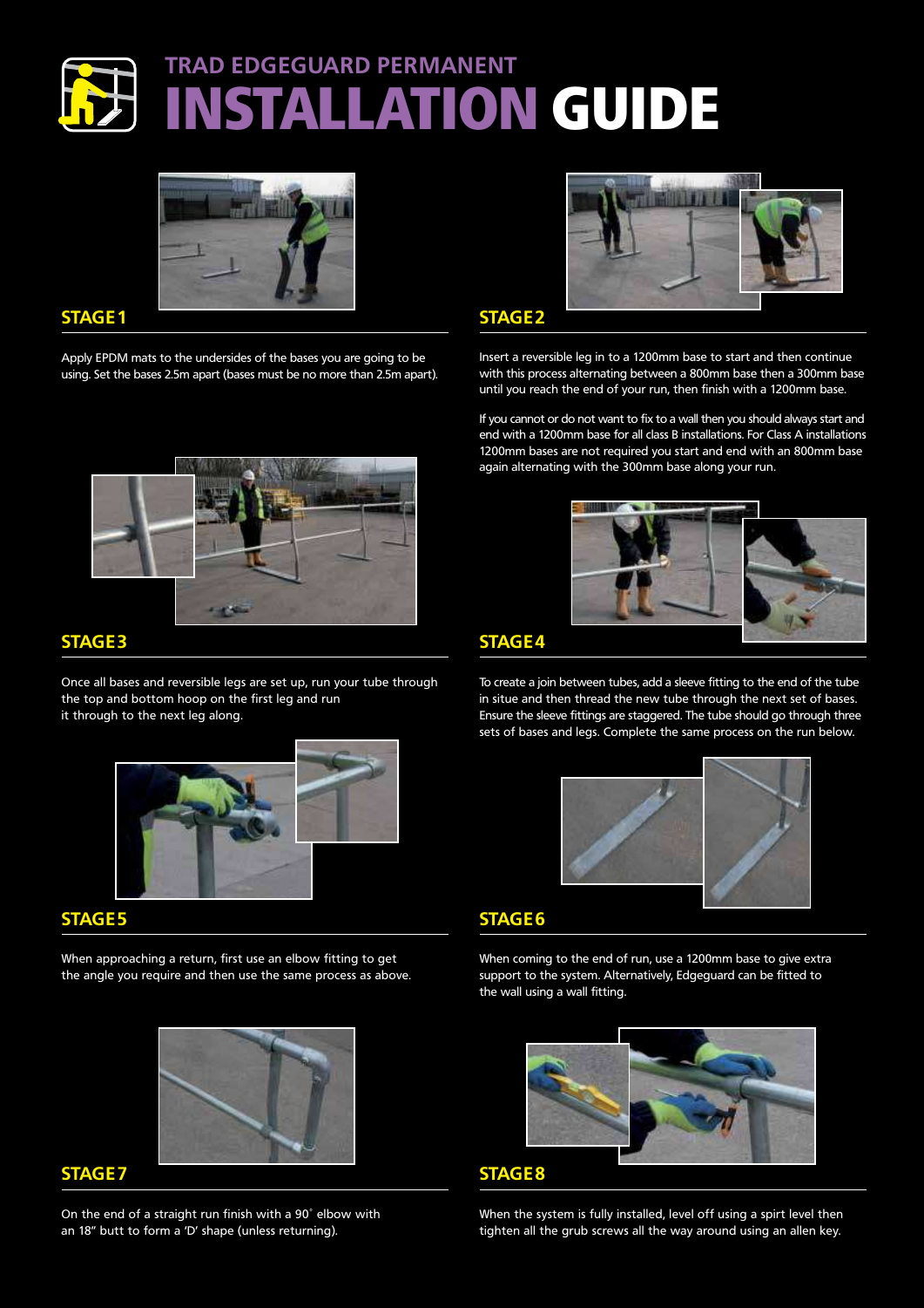# TRAD EDGEGUARD PERMANENT INSTALLATION GUIDE

## STAGE 1

Apply EPDM mats to the undersides of the bases you are going to be using. Set the bases 2.5m apart (bases must be no more than 2.5m apart).

## STAGE 2

Insert a reversible leg in to a 1200mm base to start and then continue with this process alternating between a 800mm base then a 300mm base until you reach the end of your run, then finish with a 1200mm base.

If you cannot or do not want to fix to a wall then you should always start and end with a 1200mm base for all class B installations. For Class A installations 1200mm bases are not required you start and end with an 800mm base again alternating with the 300mm base along your run.

## STAGE 3

Once all bases and reversible legs are set up, run your tube through the top and bottom hoop on the first leg and run it through to the next leg along.

## STAGE 4

To create a join between tubes, add a sleeve fitting to the end of the tube in situe and then thread the new tube through the next set of bases. Ensure the sleeve fittings are staggered. The tube should go through three sets of bases and legs. Complete the same process on the run below.

## STAGE 5

When approaching a return, first use an elbow fitting to get the angle you require and then use the same process as above.

## STAGE 6

When coming to the end of run, use a 1200mm base to give extra support to the system. Alternatively, Edgeguard can be fitted to the wall using a wall fitting.

## STAGE 7

On the end of a straight run finish with a 90˚ elbow with an 18" butt to form a 'D' shape (unless returning).

## STAGE 8

When the system is fully installed, level off using a spirt level then tighten all the grub screws all the way around using an allen key.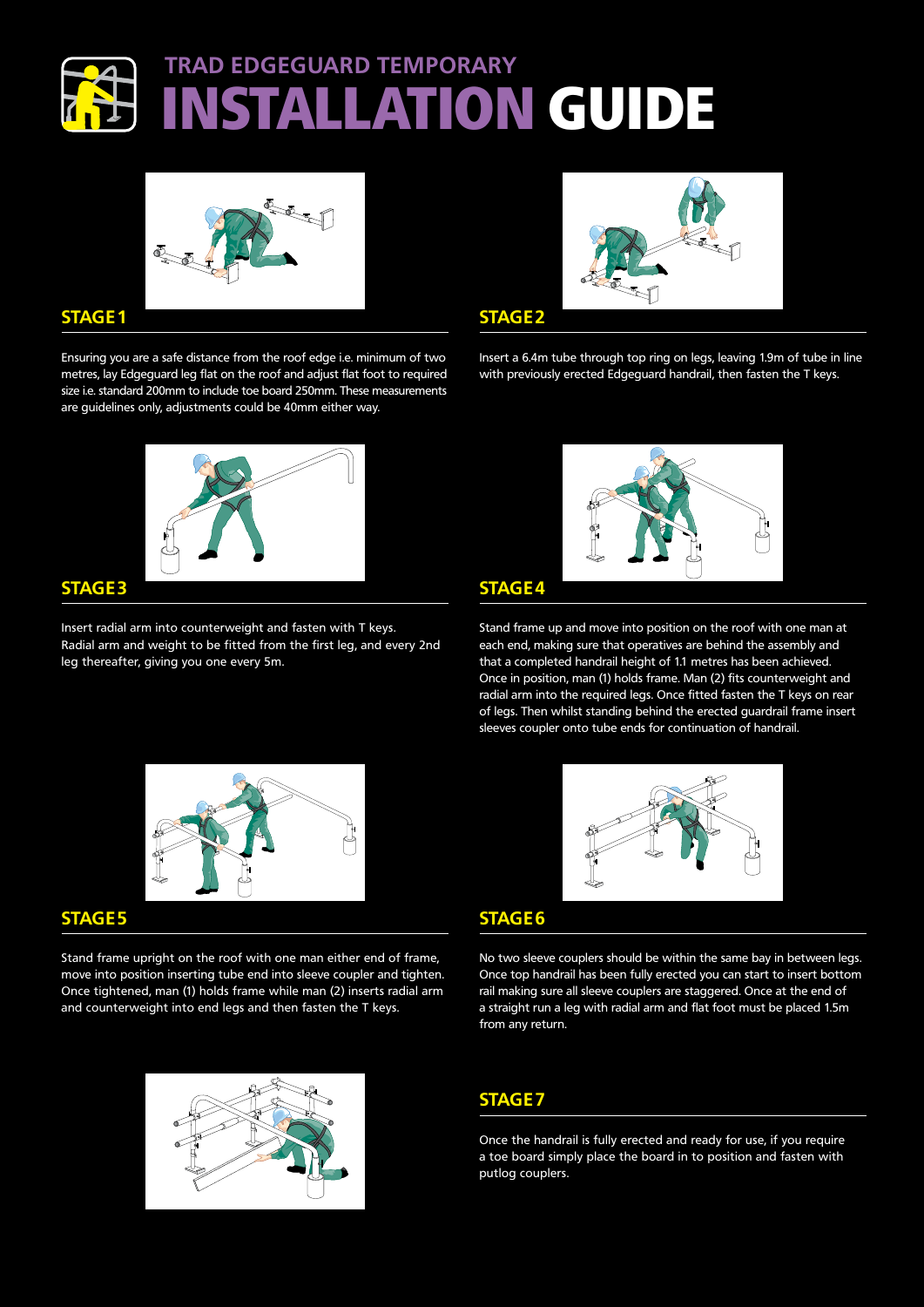# TRAD EDGEGUARD TEMPORARY
# INSTALLATION GUIDE

## STAGE 1

Ensuring you are a safe distance from the roof edge i.e. minimum of two metres, lay Edgeguard leg flat on the roof and adjust flat foot to required size i.e. standard 200mm to include toe board 250mm. These measurements are guidelines only, adjustments could be 40mm either way.

## STAGE 2

Insert a 6.4m tube through top ring on legs, leaving 1.9m of tube in line with previously erected Edgeguard handrail, then fasten the T keys.

## STAGE 3

Insert radial arm into counterweight and fasten with T keys. Radial arm and weight to be fitted from the first leg, and every 2nd leg thereafter, giving you one every 5m.

## STAGE 4

Stand frame up and move into position on the roof with one man at each end, making sure that operatives are behind the assembly and that a completed handrail height of 1.1 metres has been achieved. Once in position, man (1) holds frame. Man (2) fits counterweight and radial arm into the required legs. Once fitted fasten the T keys on rear of legs. Then whilst standing behind the erected guardrail frame insert sleeves coupler onto tube ends for continuation of handrail.

## STAGE 5

Stand frame upright on the roof with one man either end of frame, move into position inserting tube end into sleeve coupler and tighten. Once tightened, man (1) holds frame while man (2) inserts radial arm and counterweight into end legs and then fasten the T keys.

## STAGE 6

No two sleeve couplers should be within the same bay in between legs. Once top handrail has been fully erected you can start to insert bottom rail making sure all sleeve couplers are staggered. Once at the end of a straight run a leg with radial arm and flat foot must be placed 1.5m from any return.

## STAGE 7

Once the handrail is fully erected and ready for use, if you require a toe board simply place the board in to position and fasten with putlog couplers.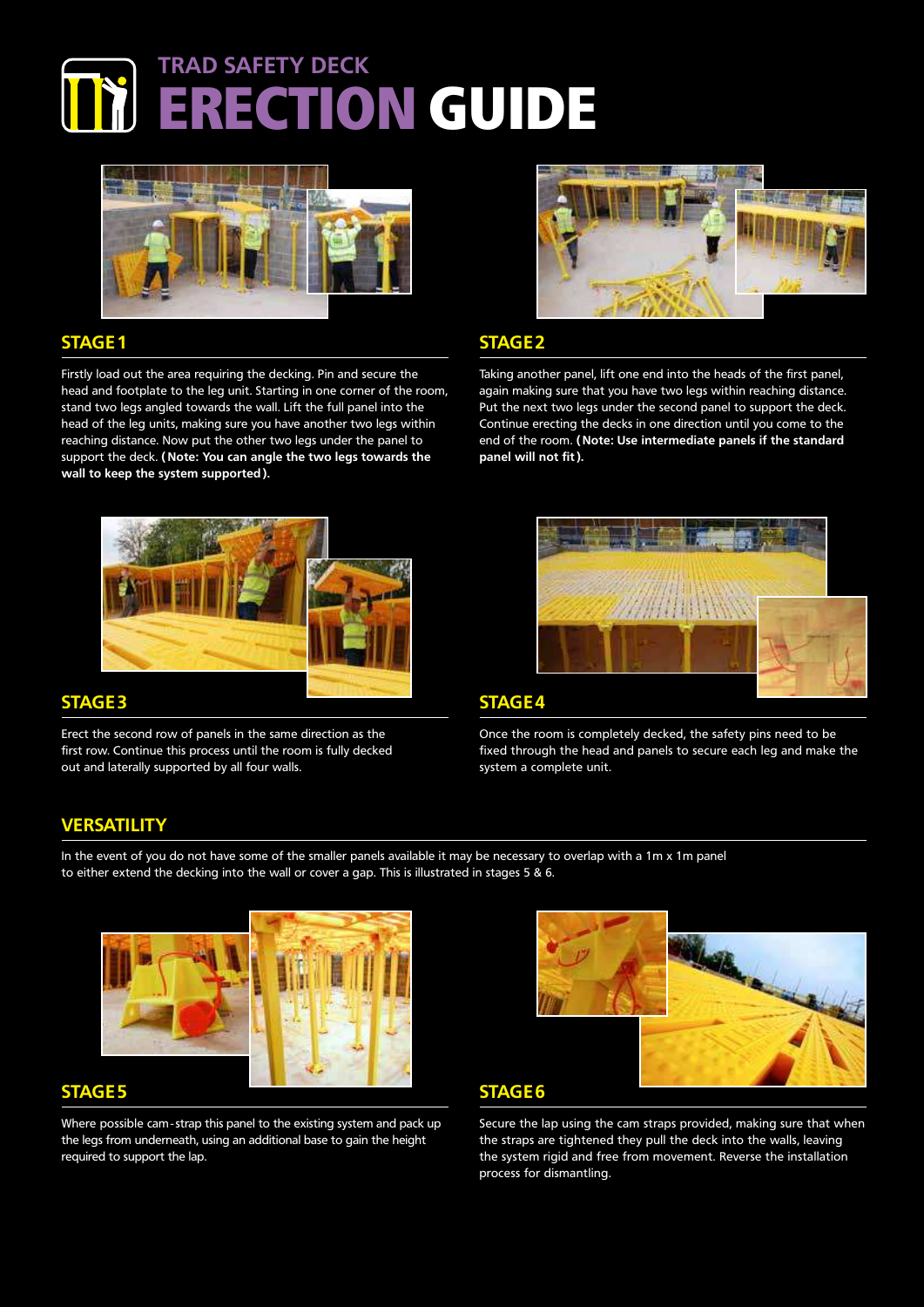# TRAD SAFETY DECK ERECTION GUIDE

## STAGE 1

Firstly load out the area requiring the decking. Pin and secure the head and footplate to the leg unit. Starting in one corner of the room, stand two legs angled towards the wall. Lift the full panel into the head of the leg units, making sure you have another two legs within reaching distance. Now put the other two legs under the panel to support the deck. **( Note: You can angle the two legs towards the wall to keep the system supported ).**

## STAGE 2

Taking another panel, lift one end into the heads of the first panel, again making sure that you have two legs within reaching distance. Put the next two legs under the second panel to support the deck. Continue erecting the decks in one direction until you come to the end of the room. **( Note: Use intermediate panels if the standard panel will not fit ).**

## STAGE 3

Erect the second row of panels in the same direction as the first row. Continue this process until the room is fully decked out and laterally supported by all four walls.

## STAGE 4

Once the room is completely decked, the safety pins need to be fixed through the head and panels to secure each leg and make the system a complete unit.

## VERSATILITY

In the event of you do not have some of the smaller panels available it may be necessary to overlap with a 1m x 1m panel to either extend the decking into the wall or cover a gap. This is illustrated in stages 5 & 6.

## STAGE 5

Where possible cam-strap this panel to the existing system and pack up the legs from underneath, using an additional base to gain the height required to support the lap.

## STAGE 6

Secure the lap using the cam straps provided, making sure that when the straps are tightened they pull the deck into the walls, leaving the system rigid and free from movement. Reverse the installation process for dismantling.